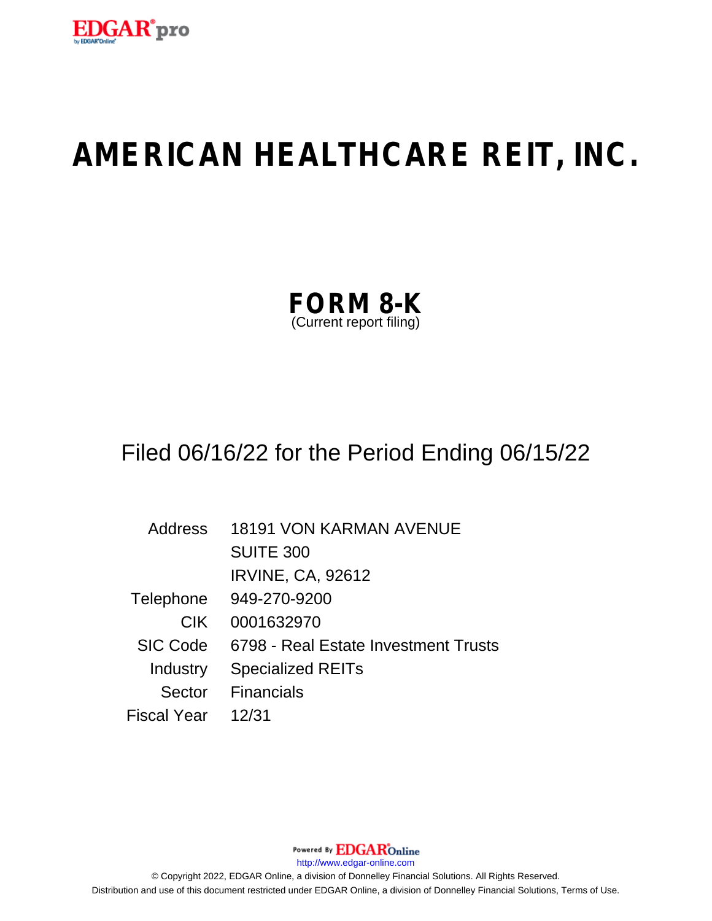# AMERICAN HEALTHCARE REIT, INC.

## FORM 8-K
(Current report filing)

Filed 06/16/22 for the Period Ending 06/15/22

| | |
|---|---|
| Address | 18191 VON KARMAN AVENUE<br>SUITE 300<br>IRVINE, CA, 92612 |
| Telephone | 949-270-9200 |
| CIK | 0001632970 |
| SIC Code | 6798 - Real Estate Investment Trusts |
| Industry | Specialized REITs |
| Sector | Financials |
| Fiscal Year | 12/31 |

Powered By EDGAR Online

http://www.edgar-online.com

© Copyright 2022, EDGAR Online, a division of Donnelley Financial Solutions. All Rights Reserved.
Distribution and use of this document restricted under EDGAR Online, a division of Donnelley Financial Solutions, Terms of Use.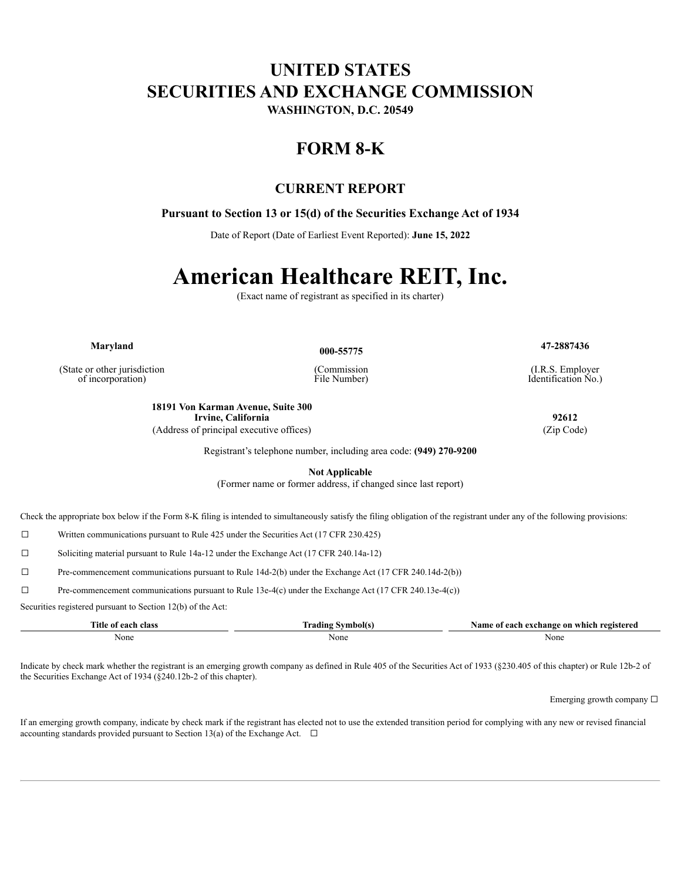# UNITED STATES
# SECURITIES AND EXCHANGE COMMISSION

**WASHINGTON, D.C. 20549**

# FORM 8-K

## CURRENT REPORT

**Pursuant to Section 13 or 15(d) of the Securities Exchange Act of 1934**

Date of Report (Date of Earliest Event Reported): **June 15, 2022**

# American Healthcare REIT, Inc.

(Exact name of registrant as specified in its charter)

| **Maryland** | **000-55775** | **47-2887436** |
|---|---|---|
| (State or other jurisdiction of incorporation) | (Commission File Number) | (I.R.S. Employer Identification No.) |

| **18191 Von Karman Avenue, Suite 300 Irvine, California** | **92612** |
|---|---|
| (Address of principal executive offices) | (Zip Code) |

Registrant's telephone number, including area code: **(949) 270-9200**

**Not Applicable**
(Former name or former address, if changed since last report)

Check the appropriate box below if the Form 8-K filing is intended to simultaneously satisfy the filing obligation of the registrant under any of the following provisions:

☐ Written communications pursuant to Rule 425 under the Securities Act (17 CFR 230.425)

☐ Soliciting material pursuant to Rule 14a-12 under the Exchange Act (17 CFR 240.14a-12)

☐ Pre-commencement communications pursuant to Rule 14d-2(b) under the Exchange Act (17 CFR 240.14d-2(b))

☐ Pre-commencement communications pursuant to Rule 13e-4(c) under the Exchange Act (17 CFR 240.13e-4(c))

Securities registered pursuant to Section 12(b) of the Act:

| Title of each class | Trading Symbol(s) | Name of each exchange on which registered |
|---|---|---|
| None | None | None |

Indicate by check mark whether the registrant is an emerging growth company as defined in Rule 405 of the Securities Act of 1933 (§230.405 of this chapter) or Rule 12b-2 of the Securities Exchange Act of 1934 (§240.12b-2 of this chapter).

Emerging growth company ☐

If an emerging growth company, indicate by check mark if the registrant has elected not to use the extended transition period for complying with any new or revised financial accounting standards provided pursuant to Section 13(a) of the Exchange Act. ☐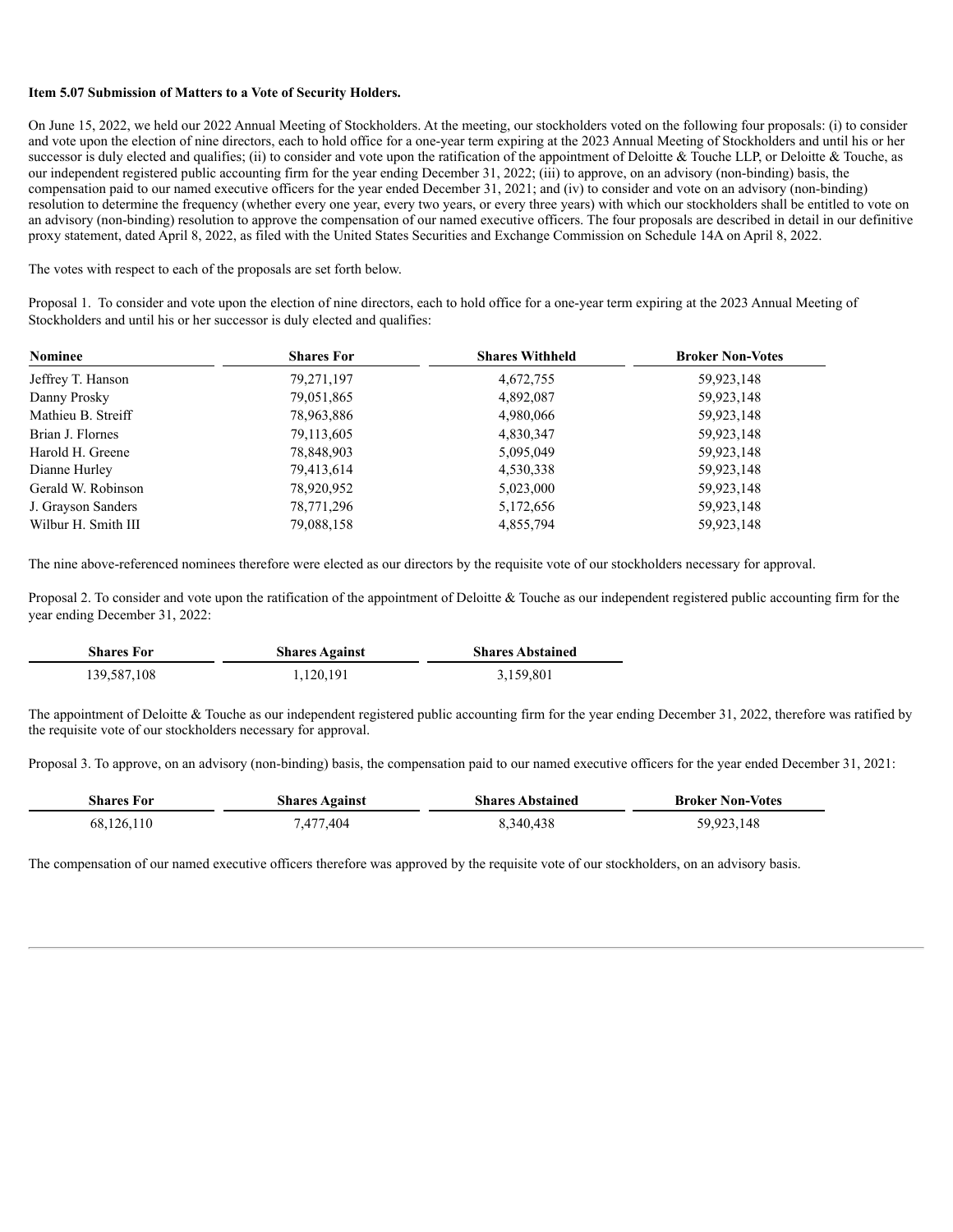**Item 5.07 Submission of Matters to a Vote of Security Holders.**

On June 15, 2022, we held our 2022 Annual Meeting of Stockholders. At the meeting, our stockholders voted on the following four proposals: (i) to consider and vote upon the election of nine directors, each to hold office for a one-year term expiring at the 2023 Annual Meeting of Stockholders and until his or her successor is duly elected and qualifies; (ii) to consider and vote upon the ratification of the appointment of Deloitte & Touche LLP, or Deloitte & Touche, as our independent registered public accounting firm for the year ending December 31, 2022; (iii) to approve, on an advisory (non-binding) basis, the compensation paid to our named executive officers for the year ended December 31, 2021; and (iv) to consider and vote on an advisory (non-binding) resolution to determine the frequency (whether every one year, every two years, or every three years) with which our stockholders shall be entitled to vote on an advisory (non-binding) resolution to approve the compensation of our named executive officers. The four proposals are described in detail in our definitive proxy statement, dated April 8, 2022, as filed with the United States Securities and Exchange Commission on Schedule 14A on April 8, 2022.

The votes with respect to each of the proposals are set forth below.

Proposal 1. To consider and vote upon the election of nine directors, each to hold office for a one-year term expiring at the 2023 Annual Meeting of Stockholders and until his or her successor is duly elected and qualifies:

| Nominee | Shares For | Shares Withheld | Broker Non-Votes |
| --- | --- | --- | --- |
| Jeffrey T. Hanson | 79,271,197 | 4,672,755 | 59,923,148 |
| Danny Prosky | 79,051,865 | 4,892,087 | 59,923,148 |
| Mathieu B. Streiff | 78,963,886 | 4,980,066 | 59,923,148 |
| Brian J. Flornes | 79,113,605 | 4,830,347 | 59,923,148 |
| Harold H. Greene | 78,848,903 | 5,095,049 | 59,923,148 |
| Dianne Hurley | 79,413,614 | 4,530,338 | 59,923,148 |
| Gerald W. Robinson | 78,920,952 | 5,023,000 | 59,923,148 |
| J. Grayson Sanders | 78,771,296 | 5,172,656 | 59,923,148 |
| Wilbur H. Smith III | 79,088,158 | 4,855,794 | 59,923,148 |

The nine above-referenced nominees therefore were elected as our directors by the requisite vote of our stockholders necessary for approval.

Proposal 2. To consider and vote upon the ratification of the appointment of Deloitte & Touche as our independent registered public accounting firm for the year ending December 31, 2022:

| Shares For | Shares Against | Shares Abstained |
| --- | --- | --- |
| 139,587,108 | 1,120,191 | 3,159,801 |

The appointment of Deloitte & Touche as our independent registered public accounting firm for the year ending December 31, 2022, therefore was ratified by the requisite vote of our stockholders necessary for approval.

Proposal 3. To approve, on an advisory (non-binding) basis, the compensation paid to our named executive officers for the year ended December 31, 2021:

| Shares For | Shares Against | Shares Abstained | Broker Non-Votes |
| --- | --- | --- | --- |
| 68,126,110 | 7,477,404 | 8,340,438 | 59,923,148 |

The compensation of our named executive officers therefore was approved by the requisite vote of our stockholders, on an advisory basis.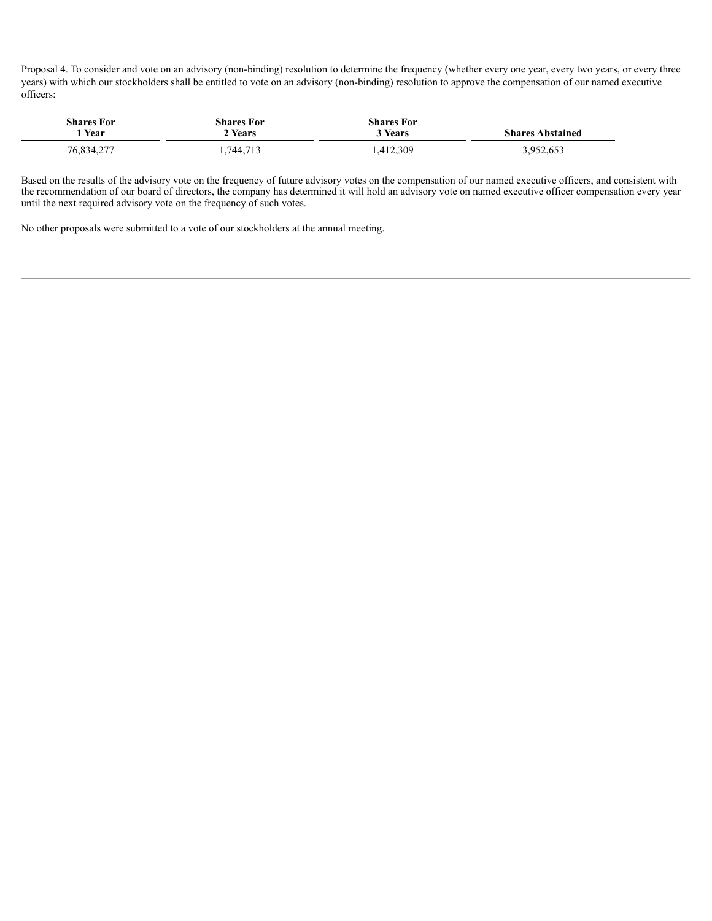Proposal 4. To consider and vote on an advisory (non-binding) resolution to determine the frequency (whether every one year, every two years, or every three years) with which our stockholders shall be entitled to vote on an advisory (non-binding) resolution to approve the compensation of our named executive officers:

| Shares For 1 Year | Shares For 2 Years | Shares For 3 Years | Shares Abstained |
|---|---|---|---|
| 76,834,277 | 1,744,713 | 1,412,309 | 3,952,653 |

Based on the results of the advisory vote on the frequency of future advisory votes on the compensation of our named executive officers, and consistent with the recommendation of our board of directors, the company has determined it will hold an advisory vote on named executive officer compensation every year until the next required advisory vote on the frequency of such votes.

No other proposals were submitted to a vote of our stockholders at the annual meeting.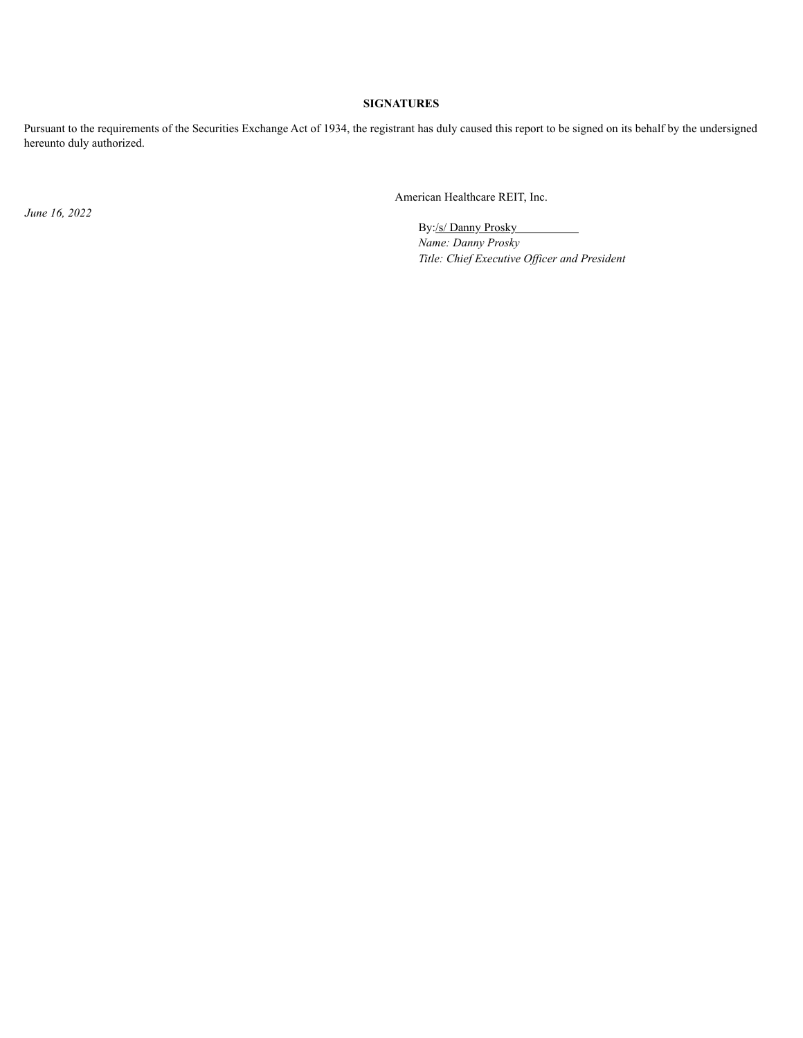**SIGNATURES**

Pursuant to the requirements of the Securities Exchange Act of 1934, the registrant has duly caused this report to be signed on its behalf by the undersigned hereunto duly authorized.

American Healthcare REIT, Inc.

*June 16, 2022*

By:/s/ Danny Prosky
*Name: Danny Prosky*
*Title: Chief Executive Officer and President*